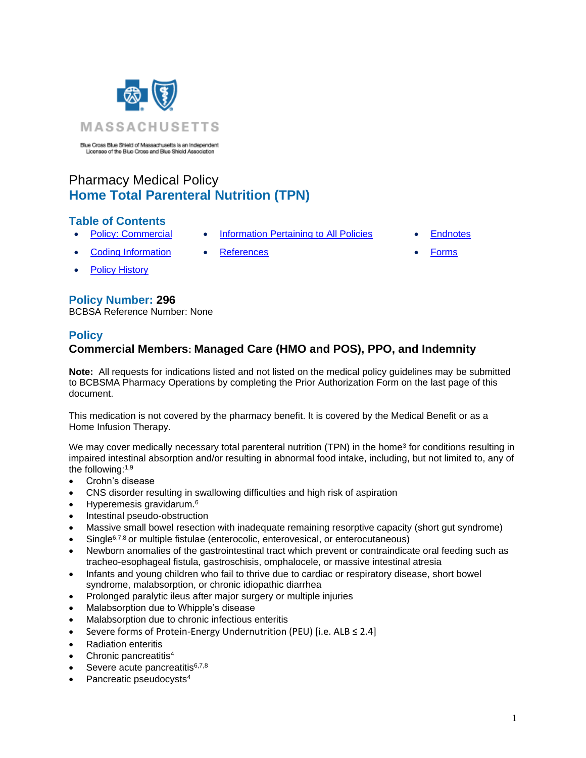MASSACHUSETTS

Blue Cross Blue Shield of Massachusetts is an Independent Licensee of the Blue Cross and Blue Shield Association

# Pharmacy Medical Policy

# Home Total Parenteral Nutrition (TPN)

## Table of Contents

- Policy: Commercial
- Coding Information
- Policy History
- Information Pertaining to All Policies
- References
- Endnotes
- Forms

## Policy Number: 296

BCBSA Reference Number: None

## Policy

### Commercial Members: Managed Care (HMO and POS), PPO, and Indemnity

**Note:** All requests for indications listed and not listed on the medical policy guidelines may be submitted to BCBSMA Pharmacy Operations by completing the Prior Authorization Form on the last page of this document.

This medication is not covered by the pharmacy benefit. It is covered by the Medical Benefit or as a Home Infusion Therapy.

We may cover medically necessary total parenteral nutrition (TPN) in the home[3] for conditions resulting in impaired intestinal absorption and/or resulting in abnormal food intake, including, but not limited to, any of the following:[1,9]

- Crohn's disease
- CNS disorder resulting in swallowing difficulties and high risk of aspiration
- Hyperemesis gravidarum.[6]
- Intestinal pseudo-obstruction
- Massive small bowel resection with inadequate remaining resorptive capacity (short gut syndrome)
- Single[6,7,8] or multiple fistulae (enterocolic, enterovesical, or enterocutaneous)
- Newborn anomalies of the gastrointestinal tract which prevent or contraindicate oral feeding such as tracheo-esophageal fistula, gastroschisis, omphalocele, or massive intestinal atresia
- Infants and young children who fail to thrive due to cardiac or respiratory disease, short bowel syndrome, malabsorption, or chronic idiopathic diarrhea
- Prolonged paralytic ileus after major surgery or multiple injuries
- Malabsorption due to Whipple's disease
- Malabsorption due to chronic infectious enteritis
- Severe forms of Protein-Energy Undernutrition (PEU) [i.e. ALB ≤ 2.4]
- Radiation enteritis
- Chronic pancreatitis[4]
- Severe acute pancreatitis[6,7,8]
- Pancreatic pseudocysts[4]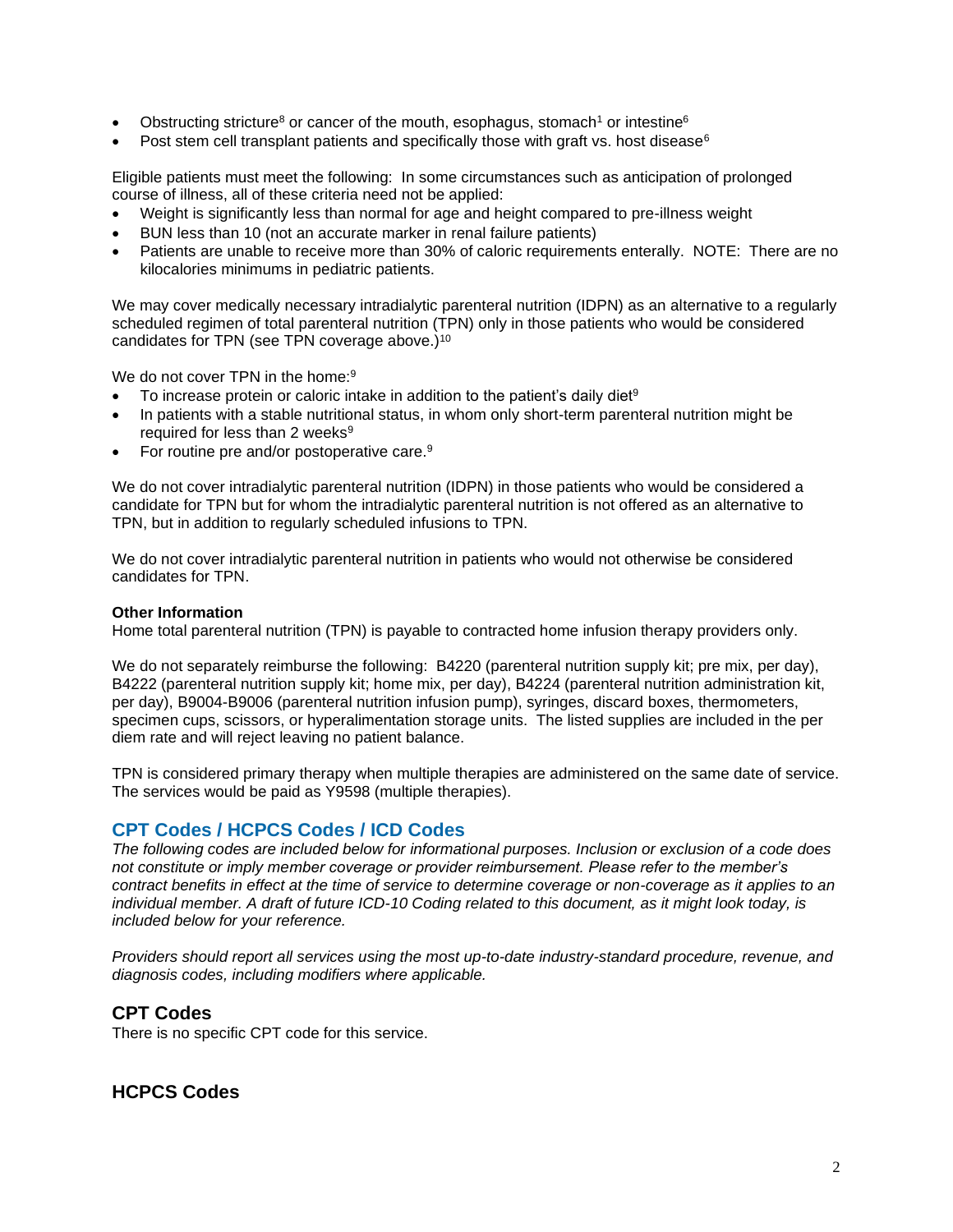- Obstructing stricture[8] or cancer of the mouth, esophagus, stomach[1] or intestine[6]
- Post stem cell transplant patients and specifically those with graft vs. host disease[6]

Eligible patients must meet the following: In some circumstances such as anticipation of prolonged course of illness, all of these criteria need not be applied:

- Weight is significantly less than normal for age and height compared to pre-illness weight
- BUN less than 10 (not an accurate marker in renal failure patients)
- Patients are unable to receive more than 30% of caloric requirements enterally. NOTE: There are no kilocalories minimums in pediatric patients.

We may cover medically necessary intradialytic parenteral nutrition (IDPN) as an alternative to a regularly scheduled regimen of total parenteral nutrition (TPN) only in those patients who would be considered candidates for TPN (see TPN coverage above.)[10]

We do not cover TPN in the home:[9]

- To increase protein or caloric intake in addition to the patient's daily diet[9]
- In patients with a stable nutritional status, in whom only short-term parenteral nutrition might be required for less than 2 weeks[9]
- For routine pre and/or postoperative care.[9]

We do not cover intradialytic parenteral nutrition (IDPN) in those patients who would be considered a candidate for TPN but for whom the intradialytic parenteral nutrition is not offered as an alternative to TPN, but in addition to regularly scheduled infusions to TPN.

We do not cover intradialytic parenteral nutrition in patients who would not otherwise be considered candidates for TPN.

**Other Information**

Home total parenteral nutrition (TPN) is payable to contracted home infusion therapy providers only.

We do not separately reimburse the following: B4220 (parenteral nutrition supply kit; pre mix, per day), B4222 (parenteral nutrition supply kit; home mix, per day), B4224 (parenteral nutrition administration kit, per day), B9004-B9006 (parenteral nutrition infusion pump), syringes, discard boxes, thermometers, specimen cups, scissors, or hyperalimentation storage units. The listed supplies are included in the per diem rate and will reject leaving no patient balance.

TPN is considered primary therapy when multiple therapies are administered on the same date of service. The services would be paid as Y9598 (multiple therapies).

## CPT Codes / HCPCS Codes / ICD Codes

*The following codes are included below for informational purposes. Inclusion or exclusion of a code does not constitute or imply member coverage or provider reimbursement. Please refer to the member's contract benefits in effect at the time of service to determine coverage or non-coverage as it applies to an individual member. A draft of future ICD-10 Coding related to this document, as it might look today, is included below for your reference.*

*Providers should report all services using the most up-to-date industry-standard procedure, revenue, and diagnosis codes, including modifiers where applicable.*

## CPT Codes

There is no specific CPT code for this service.

## HCPCS Codes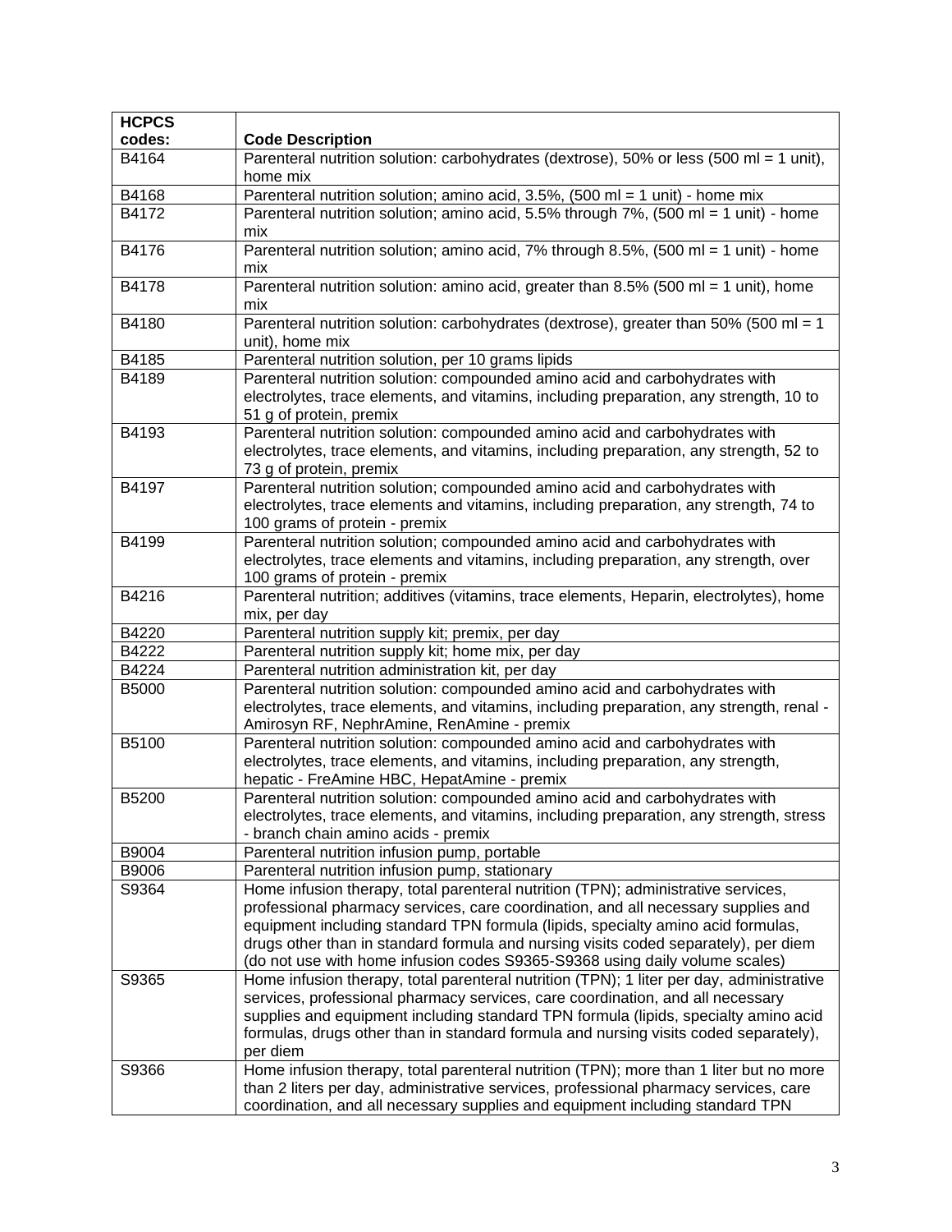| HCPCS codes: | Code Description |
|---|---|
| B4164 | Parenteral nutrition solution: carbohydrates (dextrose), 50% or less (500 ml = 1 unit), home mix |
| B4168 | Parenteral nutrition solution; amino acid, 3.5%, (500 ml = 1 unit) - home mix |
| B4172 | Parenteral nutrition solution; amino acid, 5.5% through 7%, (500 ml = 1 unit) - home mix |
| B4176 | Parenteral nutrition solution; amino acid, 7% through 8.5%, (500 ml = 1 unit) - home mix |
| B4178 | Parenteral nutrition solution: amino acid, greater than 8.5% (500 ml = 1 unit), home mix |
| B4180 | Parenteral nutrition solution: carbohydrates (dextrose), greater than 50% (500 ml = 1 unit), home mix |
| B4185 | Parenteral nutrition solution, per 10 grams lipids |
| B4189 | Parenteral nutrition solution: compounded amino acid and carbohydrates with electrolytes, trace elements, and vitamins, including preparation, any strength, 10 to 51 g of protein, premix |
| B4193 | Parenteral nutrition solution: compounded amino acid and carbohydrates with electrolytes, trace elements, and vitamins, including preparation, any strength, 52 to 73 g of protein, premix |
| B4197 | Parenteral nutrition solution; compounded amino acid and carbohydrates with electrolytes, trace elements and vitamins, including preparation, any strength, 74 to 100 grams of protein - premix |
| B4199 | Parenteral nutrition solution; compounded amino acid and carbohydrates with electrolytes, trace elements and vitamins, including preparation, any strength, over 100 grams of protein - premix |
| B4216 | Parenteral nutrition; additives (vitamins, trace elements, Heparin, electrolytes), home mix, per day |
| B4220 | Parenteral nutrition supply kit; premix, per day |
| B4222 | Parenteral nutrition supply kit; home mix, per day |
| B4224 | Parenteral nutrition administration kit, per day |
| B5000 | Parenteral nutrition solution: compounded amino acid and carbohydrates with electrolytes, trace elements, and vitamins, including preparation, any strength, renal - Amirosyn RF, NephrAmine, RenAmine - premix |
| B5100 | Parenteral nutrition solution: compounded amino acid and carbohydrates with electrolytes, trace elements, and vitamins, including preparation, any strength, hepatic - FreAmine HBC, HepatAmine - premix |
| B5200 | Parenteral nutrition solution: compounded amino acid and carbohydrates with electrolytes, trace elements, and vitamins, including preparation, any strength, stress - branch chain amino acids - premix |
| B9004 | Parenteral nutrition infusion pump, portable |
| B9006 | Parenteral nutrition infusion pump, stationary |
| S9364 | Home infusion therapy, total parenteral nutrition (TPN); administrative services, professional pharmacy services, care coordination, and all necessary supplies and equipment including standard TPN formula (lipids, specialty amino acid formulas, drugs other than in standard formula and nursing visits coded separately), per diem (do not use with home infusion codes S9365-S9368 using daily volume scales) |
| S9365 | Home infusion therapy, total parenteral nutrition (TPN); 1 liter per day, administrative services, professional pharmacy services, care coordination, and all necessary supplies and equipment including standard TPN formula (lipids, specialty amino acid formulas, drugs other than in standard formula and nursing visits coded separately), per diem |
| S9366 | Home infusion therapy, total parenteral nutrition (TPN); more than 1 liter but no more than 2 liters per day, administrative services, professional pharmacy services, care coordination, and all necessary supplies and equipment including standard TPN |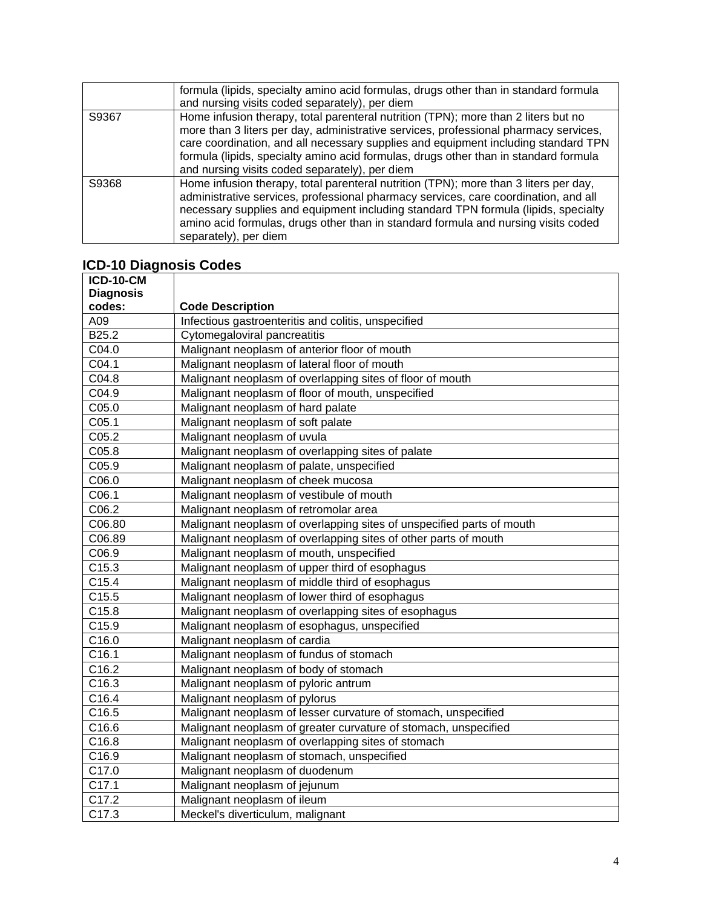|  |  |
|---|---|
|  | formula (lipids, specialty amino acid formulas, drugs other than in standard formula and nursing visits coded separately), per diem |
| S9367 | Home infusion therapy, total parenteral nutrition (TPN); more than 2 liters but no more than 3 liters per day, administrative services, professional pharmacy services, care coordination, and all necessary supplies and equipment including standard TPN formula (lipids, specialty amino acid formulas, drugs other than in standard formula and nursing visits coded separately), per diem |
| S9368 | Home infusion therapy, total parenteral nutrition (TPN); more than 3 liters per day, administrative services, professional pharmacy services, care coordination, and all necessary supplies and equipment including standard TPN formula (lipids, specialty amino acid formulas, drugs other than in standard formula and nursing visits coded separately), per diem |

## ICD-10 Diagnosis Codes

| ICD-10-CM Diagnosis codes: | Code Description |
|---|---|
| A09 | Infectious gastroenteritis and colitis, unspecified |
| B25.2 | Cytomegaloviral pancreatitis |
| C04.0 | Malignant neoplasm of anterior floor of mouth |
| C04.1 | Malignant neoplasm of lateral floor of mouth |
| C04.8 | Malignant neoplasm of overlapping sites of floor of mouth |
| C04.9 | Malignant neoplasm of floor of mouth, unspecified |
| C05.0 | Malignant neoplasm of hard palate |
| C05.1 | Malignant neoplasm of soft palate |
| C05.2 | Malignant neoplasm of uvula |
| C05.8 | Malignant neoplasm of overlapping sites of palate |
| C05.9 | Malignant neoplasm of palate, unspecified |
| C06.0 | Malignant neoplasm of cheek mucosa |
| C06.1 | Malignant neoplasm of vestibule of mouth |
| C06.2 | Malignant neoplasm of retromolar area |
| C06.80 | Malignant neoplasm of overlapping sites of unspecified parts of mouth |
| C06.89 | Malignant neoplasm of overlapping sites of other parts of mouth |
| C06.9 | Malignant neoplasm of mouth, unspecified |
| C15.3 | Malignant neoplasm of upper third of esophagus |
| C15.4 | Malignant neoplasm of middle third of esophagus |
| C15.5 | Malignant neoplasm of lower third of esophagus |
| C15.8 | Malignant neoplasm of overlapping sites of esophagus |
| C15.9 | Malignant neoplasm of esophagus, unspecified |
| C16.0 | Malignant neoplasm of cardia |
| C16.1 | Malignant neoplasm of fundus of stomach |
| C16.2 | Malignant neoplasm of body of stomach |
| C16.3 | Malignant neoplasm of pyloric antrum |
| C16.4 | Malignant neoplasm of pylorus |
| C16.5 | Malignant neoplasm of lesser curvature of stomach, unspecified |
| C16.6 | Malignant neoplasm of greater curvature of stomach, unspecified |
| C16.8 | Malignant neoplasm of overlapping sites of stomach |
| C16.9 | Malignant neoplasm of stomach, unspecified |
| C17.0 | Malignant neoplasm of duodenum |
| C17.1 | Malignant neoplasm of jejunum |
| C17.2 | Malignant neoplasm of ileum |
| C17.3 | Meckel's diverticulum, malignant |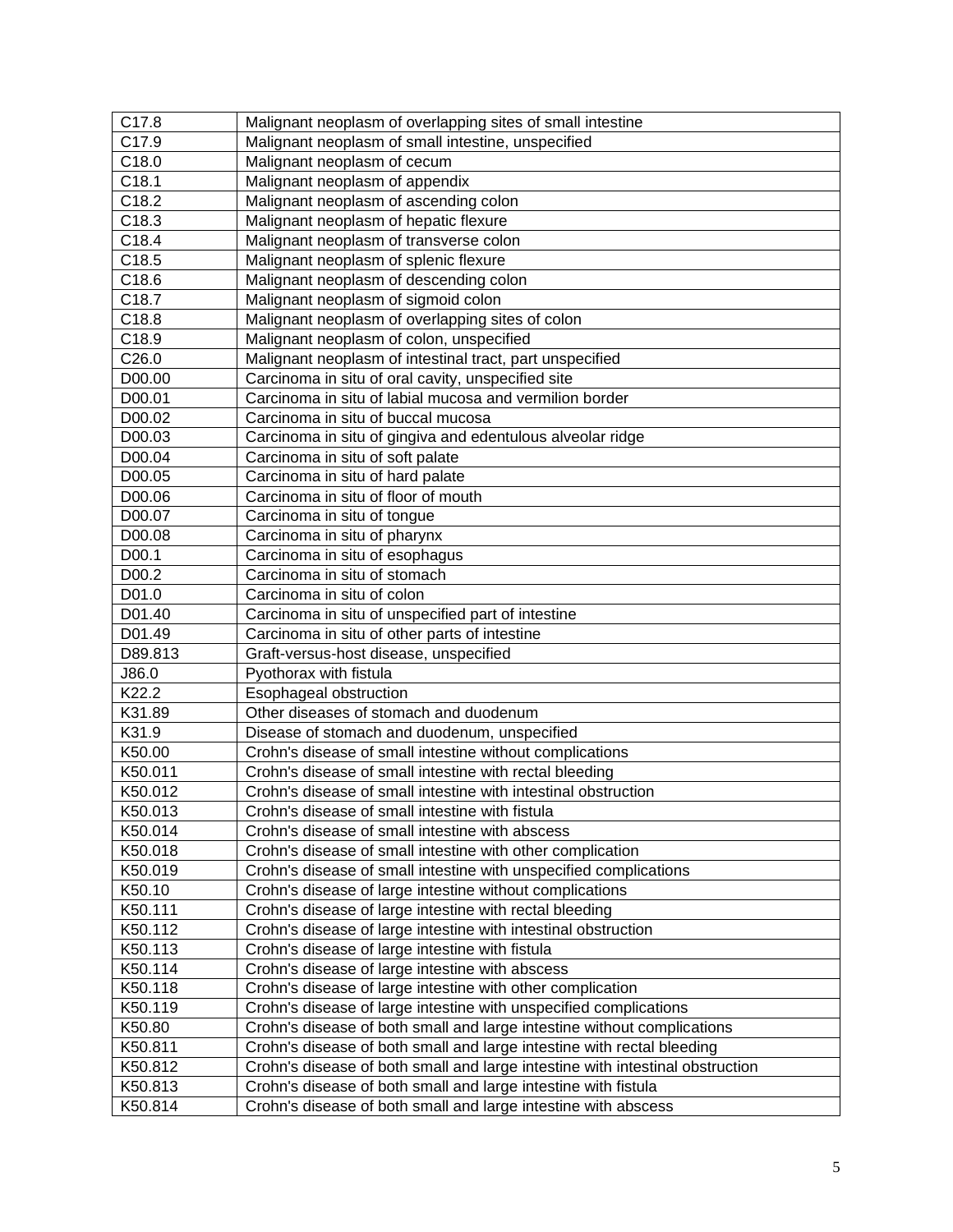| | |
|---|---|
| C17.8 | Malignant neoplasm of overlapping sites of small intestine |
| C17.9 | Malignant neoplasm of small intestine, unspecified |
| C18.0 | Malignant neoplasm of cecum |
| C18.1 | Malignant neoplasm of appendix |
| C18.2 | Malignant neoplasm of ascending colon |
| C18.3 | Malignant neoplasm of hepatic flexure |
| C18.4 | Malignant neoplasm of transverse colon |
| C18.5 | Malignant neoplasm of splenic flexure |
| C18.6 | Malignant neoplasm of descending colon |
| C18.7 | Malignant neoplasm of sigmoid colon |
| C18.8 | Malignant neoplasm of overlapping sites of colon |
| C18.9 | Malignant neoplasm of colon, unspecified |
| C26.0 | Malignant neoplasm of intestinal tract, part unspecified |
| D00.00 | Carcinoma in situ of oral cavity, unspecified site |
| D00.01 | Carcinoma in situ of labial mucosa and vermilion border |
| D00.02 | Carcinoma in situ of buccal mucosa |
| D00.03 | Carcinoma in situ of gingiva and edentulous alveolar ridge |
| D00.04 | Carcinoma in situ of soft palate |
| D00.05 | Carcinoma in situ of hard palate |
| D00.06 | Carcinoma in situ of floor of mouth |
| D00.07 | Carcinoma in situ of tongue |
| D00.08 | Carcinoma in situ of pharynx |
| D00.1 | Carcinoma in situ of esophagus |
| D00.2 | Carcinoma in situ of stomach |
| D01.0 | Carcinoma in situ of colon |
| D01.40 | Carcinoma in situ of unspecified part of intestine |
| D01.49 | Carcinoma in situ of other parts of intestine |
| D89.813 | Graft-versus-host disease, unspecified |
| J86.0 | Pyothorax with fistula |
| K22.2 | Esophageal obstruction |
| K31.89 | Other diseases of stomach and duodenum |
| K31.9 | Disease of stomach and duodenum, unspecified |
| K50.00 | Crohn's disease of small intestine without complications |
| K50.011 | Crohn's disease of small intestine with rectal bleeding |
| K50.012 | Crohn's disease of small intestine with intestinal obstruction |
| K50.013 | Crohn's disease of small intestine with fistula |
| K50.014 | Crohn's disease of small intestine with abscess |
| K50.018 | Crohn's disease of small intestine with other complication |
| K50.019 | Crohn's disease of small intestine with unspecified complications |
| K50.10 | Crohn's disease of large intestine without complications |
| K50.111 | Crohn's disease of large intestine with rectal bleeding |
| K50.112 | Crohn's disease of large intestine with intestinal obstruction |
| K50.113 | Crohn's disease of large intestine with fistula |
| K50.114 | Crohn's disease of large intestine with abscess |
| K50.118 | Crohn's disease of large intestine with other complication |
| K50.119 | Crohn's disease of large intestine with unspecified complications |
| K50.80 | Crohn's disease of both small and large intestine without complications |
| K50.811 | Crohn's disease of both small and large intestine with rectal bleeding |
| K50.812 | Crohn's disease of both small and large intestine with intestinal obstruction |
| K50.813 | Crohn's disease of both small and large intestine with fistula |
| K50.814 | Crohn's disease of both small and large intestine with abscess |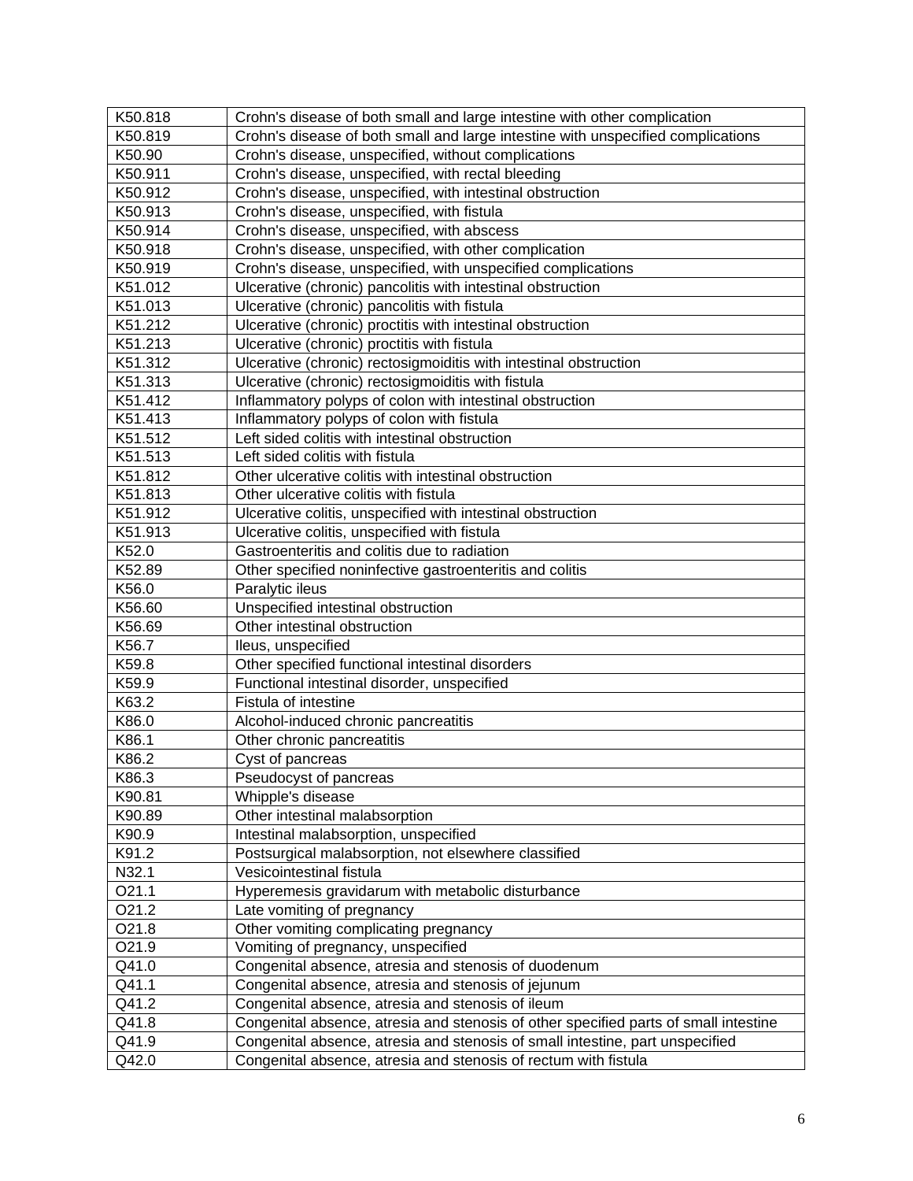| | |
|---|---|
| K50.818 | Crohn's disease of both small and large intestine with other complication |
| K50.819 | Crohn's disease of both small and large intestine with unspecified complications |
| K50.90 | Crohn's disease, unspecified, without complications |
| K50.911 | Crohn's disease, unspecified, with rectal bleeding |
| K50.912 | Crohn's disease, unspecified, with intestinal obstruction |
| K50.913 | Crohn's disease, unspecified, with fistula |
| K50.914 | Crohn's disease, unspecified, with abscess |
| K50.918 | Crohn's disease, unspecified, with other complication |
| K50.919 | Crohn's disease, unspecified, with unspecified complications |
| K51.012 | Ulcerative (chronic) pancolitis with intestinal obstruction |
| K51.013 | Ulcerative (chronic) pancolitis with fistula |
| K51.212 | Ulcerative (chronic) proctitis with intestinal obstruction |
| K51.213 | Ulcerative (chronic) proctitis with fistula |
| K51.312 | Ulcerative (chronic) rectosigmoiditis with intestinal obstruction |
| K51.313 | Ulcerative (chronic) rectosigmoiditis with fistula |
| K51.412 | Inflammatory polyps of colon with intestinal obstruction |
| K51.413 | Inflammatory polyps of colon with fistula |
| K51.512 | Left sided colitis with intestinal obstruction |
| K51.513 | Left sided colitis with fistula |
| K51.812 | Other ulcerative colitis with intestinal obstruction |
| K51.813 | Other ulcerative colitis with fistula |
| K51.912 | Ulcerative colitis, unspecified with intestinal obstruction |
| K51.913 | Ulcerative colitis, unspecified with fistula |
| K52.0 | Gastroenteritis and colitis due to radiation |
| K52.89 | Other specified noninfective gastroenteritis and colitis |
| K56.0 | Paralytic ileus |
| K56.60 | Unspecified intestinal obstruction |
| K56.69 | Other intestinal obstruction |
| K56.7 | Ileus, unspecified |
| K59.8 | Other specified functional intestinal disorders |
| K59.9 | Functional intestinal disorder, unspecified |
| K63.2 | Fistula of intestine |
| K86.0 | Alcohol-induced chronic pancreatitis |
| K86.1 | Other chronic pancreatitis |
| K86.2 | Cyst of pancreas |
| K86.3 | Pseudocyst of pancreas |
| K90.81 | Whipple's disease |
| K90.89 | Other intestinal malabsorption |
| K90.9 | Intestinal malabsorption, unspecified |
| K91.2 | Postsurgical malabsorption, not elsewhere classified |
| N32.1 | Vesicointestinal fistula |
| O21.1 | Hyperemesis gravidarum with metabolic disturbance |
| O21.2 | Late vomiting of pregnancy |
| O21.8 | Other vomiting complicating pregnancy |
| O21.9 | Vomiting of pregnancy, unspecified |
| Q41.0 | Congenital absence, atresia and stenosis of duodenum |
| Q41.1 | Congenital absence, atresia and stenosis of jejunum |
| Q41.2 | Congenital absence, atresia and stenosis of ileum |
| Q41.8 | Congenital absence, atresia and stenosis of other specified parts of small intestine |
| Q41.9 | Congenital absence, atresia and stenosis of small intestine, part unspecified |
| Q42.0 | Congenital absence, atresia and stenosis of rectum with fistula |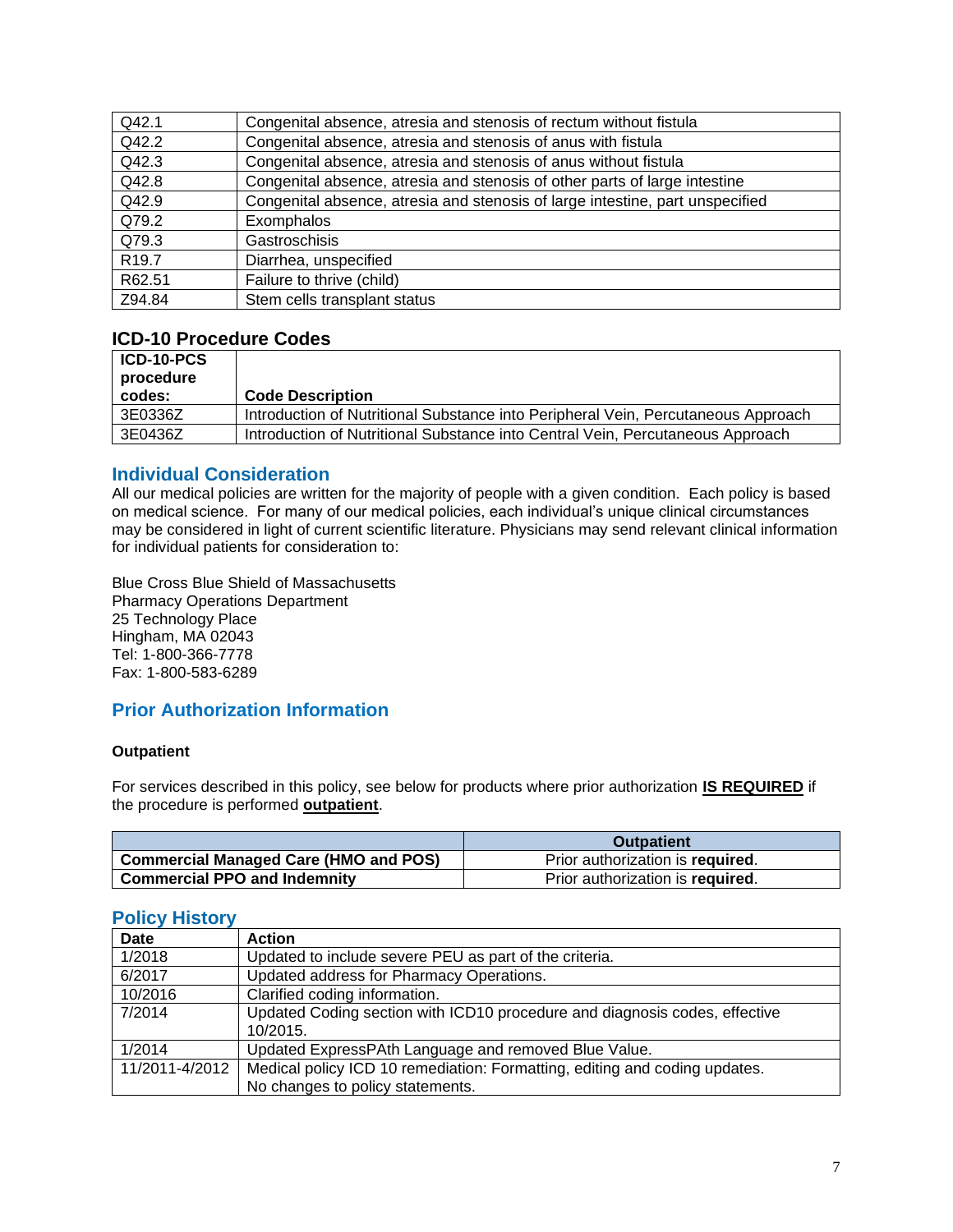| | |
|---|---|
| Q42.1 | Congenital absence, atresia and stenosis of rectum without fistula |
| Q42.2 | Congenital absence, atresia and stenosis of anus with fistula |
| Q42.3 | Congenital absence, atresia and stenosis of anus without fistula |
| Q42.8 | Congenital absence, atresia and stenosis of other parts of large intestine |
| Q42.9 | Congenital absence, atresia and stenosis of large intestine, part unspecified |
| Q79.2 | Exomphalos |
| Q79.3 | Gastroschisis |
| R19.7 | Diarrhea, unspecified |
| R62.51 | Failure to thrive (child) |
| Z94.84 | Stem cells transplant status |

### ICD-10 Procedure Codes

| ICD-10-PCS procedure codes: | Code Description |
|---|---|
| 3E0336Z | Introduction of Nutritional Substance into Peripheral Vein, Percutaneous Approach |
| 3E0436Z | Introduction of Nutritional Substance into Central Vein, Percutaneous Approach |

## Individual Consideration

All our medical policies are written for the majority of people with a given condition. Each policy is based on medical science. For many of our medical policies, each individual's unique clinical circumstances may be considered in light of current scientific literature. Physicians may send relevant clinical information for individual patients for consideration to:

Blue Cross Blue Shield of Massachusetts
Pharmacy Operations Department
25 Technology Place
Hingham, MA 02043
Tel: 1-800-366-7778
Fax: 1-800-583-6289

## Prior Authorization Information

**Outpatient**

For services described in this policy, see below for products where prior authorization **IS REQUIRED** if the procedure is performed **outpatient**.

| | Outpatient |
|---|---|
| **Commercial Managed Care (HMO and POS)** | Prior authorization is **required**. |
| **Commercial PPO and Indemnity** | Prior authorization is **required**. |

## Policy History

| Date | Action |
|---|---|
| 1/2018 | Updated to include severe PEU as part of the criteria. |
| 6/2017 | Updated address for Pharmacy Operations. |
| 10/2016 | Clarified coding information. |
| 7/2014 | Updated Coding section with ICD10 procedure and diagnosis codes, effective 10/2015. |
| 1/2014 | Updated ExpressPAth Language and removed Blue Value. |
| 11/2011-4/2012 | Medical policy ICD 10 remediation: Formatting, editing and coding updates. No changes to policy statements. |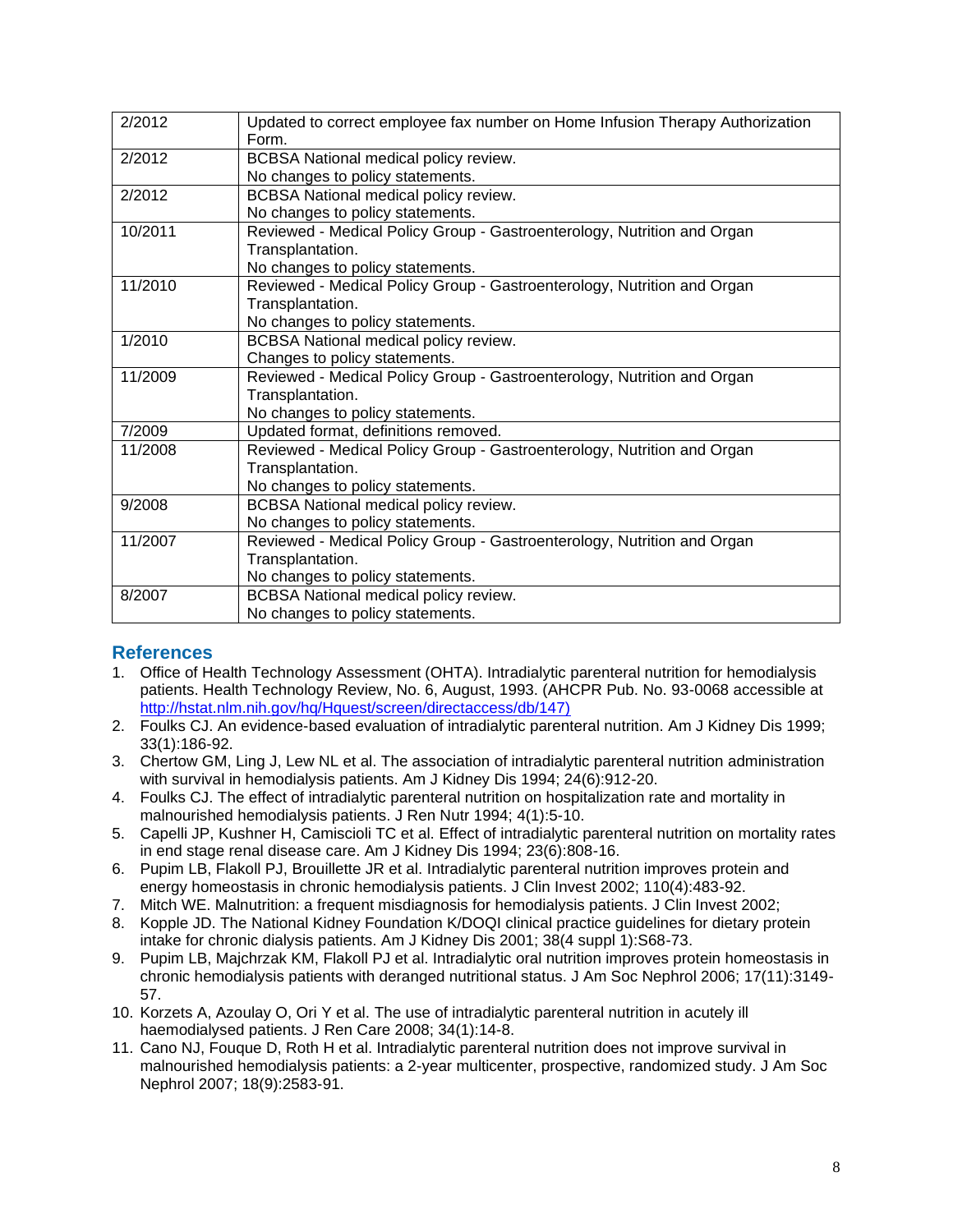| | |
|---|---|
| 2/2012 | Updated to correct employee fax number on Home Infusion Therapy Authorization Form. |
| 2/2012 | BCBSA National medical policy review.<br>No changes to policy statements. |
| 2/2012 | BCBSA National medical policy review.<br>No changes to policy statements. |
| 10/2011 | Reviewed - Medical Policy Group - Gastroenterology, Nutrition and Organ Transplantation.<br>No changes to policy statements. |
| 11/2010 | Reviewed - Medical Policy Group - Gastroenterology, Nutrition and Organ Transplantation.<br>No changes to policy statements. |
| 1/2010 | BCBSA National medical policy review.<br>Changes to policy statements. |
| 11/2009 | Reviewed - Medical Policy Group - Gastroenterology, Nutrition and Organ Transplantation.<br>No changes to policy statements. |
| 7/2009 | Updated format, definitions removed. |
| 11/2008 | Reviewed - Medical Policy Group - Gastroenterology, Nutrition and Organ Transplantation.<br>No changes to policy statements. |
| 9/2008 | BCBSA National medical policy review.<br>No changes to policy statements. |
| 11/2007 | Reviewed - Medical Policy Group - Gastroenterology, Nutrition and Organ Transplantation.<br>No changes to policy statements. |
| 8/2007 | BCBSA National medical policy review.<br>No changes to policy statements. |

## References

1. Office of Health Technology Assessment (OHTA). Intradialytic parenteral nutrition for hemodialysis patients. Health Technology Review, No. 6, August, 1993. (AHCPR Pub. No. 93-0068 accessible at http://hstat.nlm.nih.gov/hq/Hquest/screen/directaccess/db/147)
2. Foulks CJ. An evidence-based evaluation of intradialytic parenteral nutrition. Am J Kidney Dis 1999; 33(1):186-92.
3. Chertow GM, Ling J, Lew NL et al. The association of intradialytic parenteral nutrition administration with survival in hemodialysis patients. Am J Kidney Dis 1994; 24(6):912-20.
4. Foulks CJ. The effect of intradialytic parenteral nutrition on hospitalization rate and mortality in malnourished hemodialysis patients. J Ren Nutr 1994; 4(1):5-10.
5. Capelli JP, Kushner H, Camiscioli TC et al. Effect of intradialytic parenteral nutrition on mortality rates in end stage renal disease care. Am J Kidney Dis 1994; 23(6):808-16.
6. Pupim LB, Flakoll PJ, Brouillette JR et al. Intradialytic parenteral nutrition improves protein and energy homeostasis in chronic hemodialysis patients. J Clin Invest 2002; 110(4):483-92.
7. Mitch WE. Malnutrition: a frequent misdiagnosis for hemodialysis patients. J Clin Invest 2002;
8. Kopple JD. The National Kidney Foundation K/DOQI clinical practice guidelines for dietary protein intake for chronic dialysis patients. Am J Kidney Dis 2001; 38(4 suppl 1):S68-73.
9. Pupim LB, Majchrzak KM, Flakoll PJ et al. Intradialytic oral nutrition improves protein homeostasis in chronic hemodialysis patients with deranged nutritional status. J Am Soc Nephrol 2006; 17(11):3149-57.
10. Korzets A, Azoulay O, Ori Y et al. The use of intradialytic parenteral nutrition in acutely ill haemodialysed patients. J Ren Care 2008; 34(1):14-8.
11. Cano NJ, Fouque D, Roth H et al. Intradialytic parenteral nutrition does not improve survival in malnourished hemodialysis patients: a 2-year multicenter, prospective, randomized study. J Am Soc Nephrol 2007; 18(9):2583-91.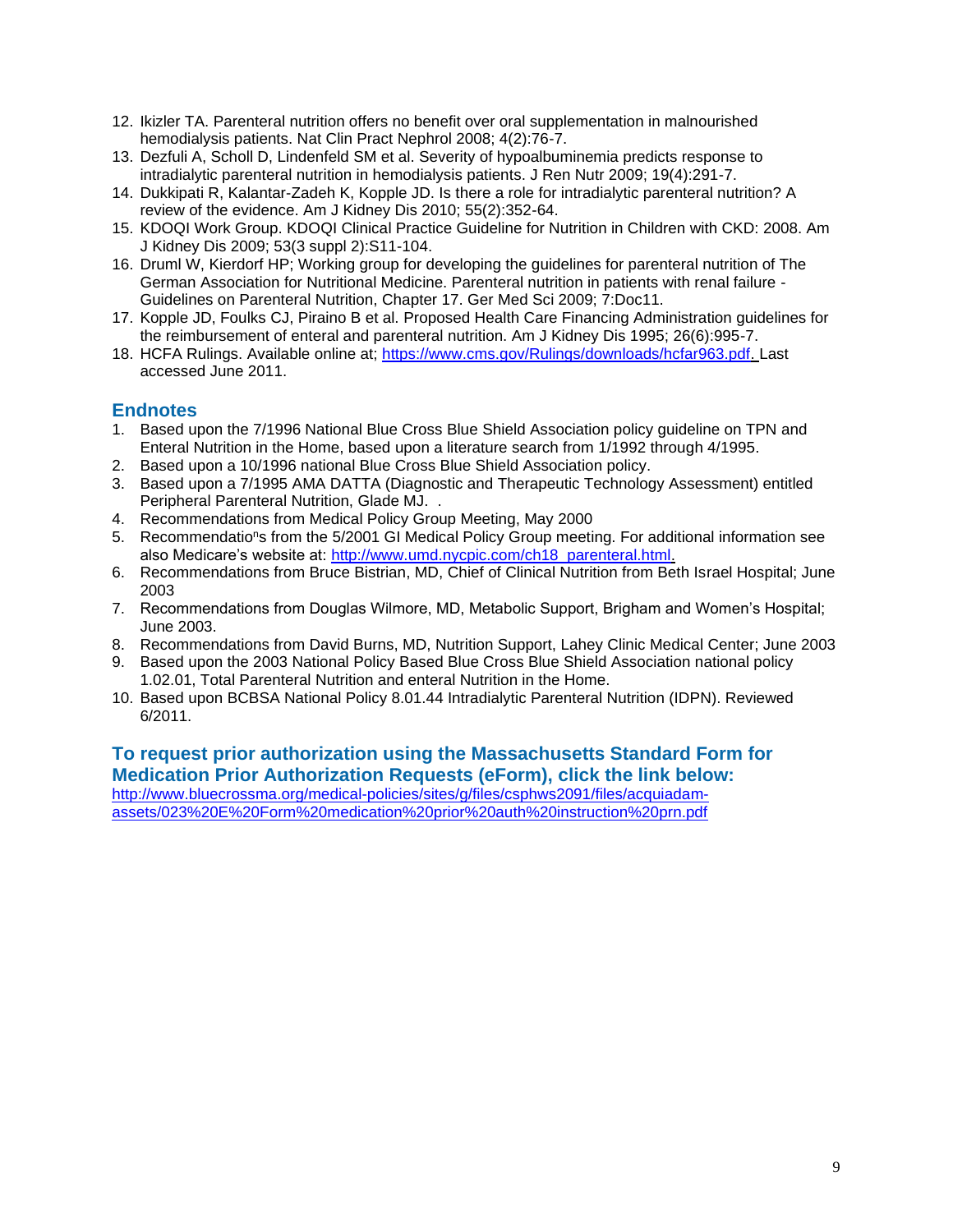12. Ikizler TA. Parenteral nutrition offers no benefit over oral supplementation in malnourished hemodialysis patients. Nat Clin Pract Nephrol 2008; 4(2):76-7.
13. Dezfuli A, Scholl D, Lindenfeld SM et al. Severity of hypoalbuminemia predicts response to intradialytic parenteral nutrition in hemodialysis patients. J Ren Nutr 2009; 19(4):291-7.
14. Dukkipati R, Kalantar-Zadeh K, Kopple JD. Is there a role for intradialytic parenteral nutrition? A review of the evidence. Am J Kidney Dis 2010; 55(2):352-64.
15. KDOQI Work Group. KDOQI Clinical Practice Guideline for Nutrition in Children with CKD: 2008. Am J Kidney Dis 2009; 53(3 suppl 2):S11-104.
16. Druml W, Kierdorf HP; Working group for developing the guidelines for parenteral nutrition of The German Association for Nutritional Medicine. Parenteral nutrition in patients with renal failure - Guidelines on Parenteral Nutrition, Chapter 17. Ger Med Sci 2009; 7:Doc11.
17. Kopple JD, Foulks CJ, Piraino B et al. Proposed Health Care Financing Administration guidelines for the reimbursement of enteral and parenteral nutrition. Am J Kidney Dis 1995; 26(6):995-7.
18. HCFA Rulings. Available online at; https://www.cms.gov/Rulings/downloads/hcfar963.pdf. Last accessed June 2011.

## Endnotes

1. Based upon the 7/1996 National Blue Cross Blue Shield Association policy guideline on TPN and Enteral Nutrition in the Home, based upon a literature search from 1/1992 through 4/1995.
2. Based upon a 10/1996 national Blue Cross Blue Shield Association policy.
3. Based upon a 7/1995 AMA DATTA (Diagnostic and Therapeutic Technology Assessment) entitled Peripheral Parenteral Nutrition, Glade MJ. .
4. Recommendations from Medical Policy Group Meeting, May 2000
5. Recommendations from the 5/2001 GI Medical Policy Group meeting. For additional information see also Medicare's website at: http://www.umd.nycpic.com/ch18_parenteral.html.
6. Recommendations from Bruce Bistrian, MD, Chief of Clinical Nutrition from Beth Israel Hospital; June 2003
7. Recommendations from Douglas Wilmore, MD, Metabolic Support, Brigham and Women's Hospital; June 2003.
8. Recommendations from David Burns, MD, Nutrition Support, Lahey Clinic Medical Center; June 2003
9. Based upon the 2003 National Policy Based Blue Cross Blue Shield Association national policy 1.02.01, Total Parenteral Nutrition and enteral Nutrition in the Home.
10. Based upon BCBSA National Policy 8.01.44 Intradialytic Parenteral Nutrition (IDPN). Reviewed 6/2011.

## To request prior authorization using the Massachusetts Standard Form for Medication Prior Authorization Requests (eForm), click the link below:

http://www.bluecrossma.org/medical-policies/sites/g/files/csphws2091/files/acquiadam-assets/023%20E%20Form%20medication%20prior%20auth%20instruction%20prn.pdf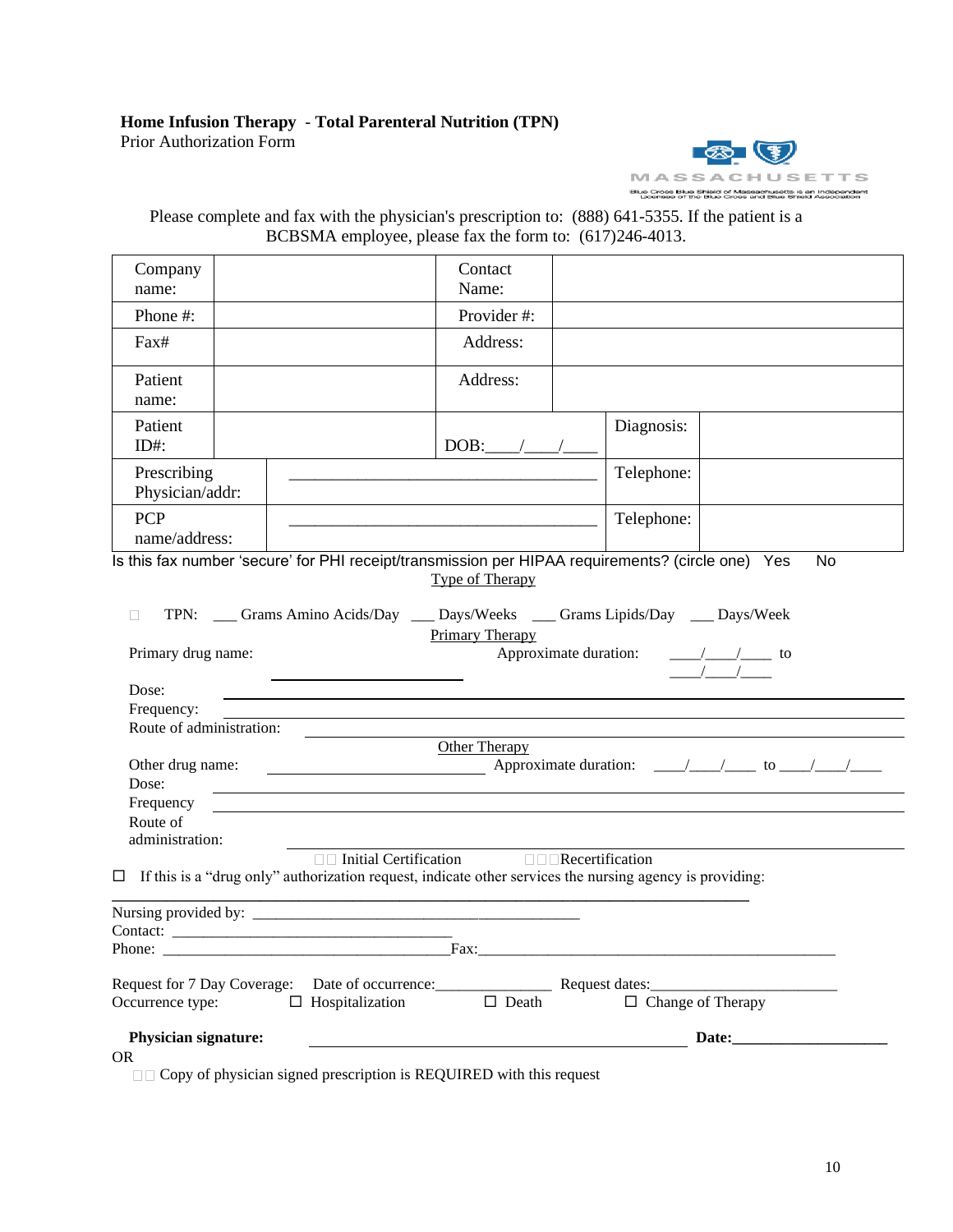**Home Infusion Therapy** - **Total Parenteral Nutrition (TPN)**
Prior Authorization Form

Please complete and fax with the physician's prescription to: (888) 641-5355. If the patient is a BCBSMA employee, please fax the form to: (617)246-4013.

| | | | | | |
|---|---|---|---|---|---|
| Company name: | | Contact Name: | | | |
| Phone #: | | Provider #: | | | |
| Fax# | | Address: | | | |
| Patient name: | | Address: | | | |
| Patient ID#: | | DOB:\_\_\_\_/\_\_\_\_/\_\_\_\_ | | Diagnosis: | |
| Prescribing Physician/addr: | \_\_\_\_\_\_\_\_\_\_\_\_\_\_\_\_\_\_\_\_\_\_\_\_\_\_\_\_\_\_\_\_\_\_\_\_\_\_ | | | Telephone: | |
| PCP name/address: | \_\_\_\_\_\_\_\_\_\_\_\_\_\_\_\_\_\_\_\_\_\_\_\_\_\_\_\_\_\_\_\_\_\_\_\_\_\_ | | | Telephone: | |

Is this fax number 'secure' for PHI receipt/transmission per HIPAA requirements? (circle one) Yes No

Type of Therapy

☐ TPN: \_\_\_ Grams Amino Acids/Day \_\_\_ Days/Weeks \_\_\_ Grams Lipids/Day \_\_\_ Days/Week

Primary Therapy

Primary drug name: \_\_\_\_\_\_\_\_\_\_\_\_\_\_\_\_\_\_\_\_\_\_\_\_ Approximate duration: \_\_\_\_/\_\_\_\_/\_\_\_\_ to \_\_\_\_/\_\_\_\_/\_\_\_\_

Dose: \_\_\_\_\_\_\_\_\_\_\_\_\_\_\_\_\_\_\_\_\_\_\_\_\_\_\_\_\_\_\_\_\_\_\_\_\_\_\_\_\_\_\_\_\_\_\_\_\_\_\_\_\_\_\_\_\_\_\_\_\_\_\_\_\_\_\_\_\_\_\_\_\_\_\_\_\_\_

Frequency: \_\_\_\_\_\_\_\_\_\_\_\_\_\_\_\_\_\_\_\_\_\_\_\_\_\_\_\_\_\_\_\_\_\_\_\_\_\_\_\_\_\_\_\_\_\_\_\_\_\_\_\_\_\_\_\_\_\_\_\_\_\_\_\_\_\_\_\_\_\_\_\_\_\_\_

Route of administration: \_\_\_\_\_\_\_\_\_\_\_\_\_\_\_\_\_\_\_\_\_\_\_\_\_\_\_\_\_\_\_\_\_\_\_\_\_\_\_\_\_\_\_\_\_\_\_\_\_\_\_\_\_\_\_\_\_\_\_\_\_\_\_\_\_\_

Other Therapy

Other drug name: \_\_\_\_\_\_\_\_\_\_\_\_\_\_\_\_\_\_\_\_\_\_\_\_\_\_\_ Approximate duration: \_\_\_\_/\_\_\_\_/\_\_\_\_ to \_\_\_\_/\_\_\_\_/\_\_\_\_

Dose: \_\_\_\_\_\_\_\_\_\_\_\_\_\_\_\_\_\_\_\_\_\_\_\_\_\_\_\_\_\_\_\_\_\_\_\_\_\_\_\_\_\_\_\_\_\_\_\_\_\_\_\_\_\_\_\_\_\_\_\_\_\_\_\_\_\_\_\_\_\_\_\_\_\_\_\_\_\_

Frequency \_\_\_\_\_\_\_\_\_\_\_\_\_\_\_\_\_\_\_\_\_\_\_\_\_\_\_\_\_\_\_\_\_\_\_\_\_\_\_\_\_\_\_\_\_\_\_\_\_\_\_\_\_\_\_\_\_\_\_\_\_\_\_\_\_\_\_\_\_\_\_\_\_\_\_\_

Route of administration: \_\_\_\_\_\_\_\_\_\_\_\_\_\_\_\_\_\_\_\_\_\_\_\_\_\_\_\_\_\_\_\_\_\_\_\_\_\_\_\_\_\_\_\_\_\_\_\_\_\_\_\_\_\_\_\_\_\_\_\_\_\_\_\_\_\_

☐ Initial Certification ☐ Recertification

☐ If this is a "drug only" authorization request, indicate other services the nursing agency is providing:

\_\_\_\_\_\_\_\_\_\_\_\_\_\_\_\_\_\_\_\_\_\_\_\_\_\_\_\_\_\_\_\_\_\_\_\_\_\_\_\_\_\_\_\_\_\_\_\_\_\_\_\_\_\_\_\_\_\_\_\_\_\_\_\_\_\_\_\_\_\_\_\_\_\_\_\_\_\_

Nursing provided by: \_\_\_\_\_\_\_\_\_\_\_\_\_\_\_\_\_\_\_\_\_\_\_\_\_\_\_\_\_\_\_\_\_\_\_\_\_\_\_\_\_\_\_\_\_\_

Contact: \_\_\_\_\_\_\_\_\_\_\_\_\_\_\_\_\_\_\_\_\_\_\_\_\_\_\_\_\_\_\_\_\_\_\_\_\_\_\_

Phone: \_\_\_\_\_\_\_\_\_\_\_\_\_\_\_\_\_\_\_\_\_\_\_\_\_\_\_\_\_\_\_\_\_\_\_\_\_\_\_\_Fax:\_\_\_\_\_\_\_\_\_\_\_\_\_\_\_\_\_\_\_\_\_\_\_\_\_\_\_\_\_\_\_\_\_\_\_\_\_\_\_\_\_\_\_\_\_\_\_\_\_\_\_\_\_

Request for 7 Day Coverage: Date of occurrence:\_\_\_\_\_\_\_\_\_\_\_\_\_\_\_\_ Request dates:\_\_\_\_\_\_\_\_\_\_\_\_\_\_\_\_\_\_\_\_\_\_\_\_\_\_

Occurrence type: ☐ Hospitalization ☐ Death ☐ Change of Therapy

**Physician signature:** \_\_\_\_\_\_\_\_\_\_\_\_\_\_\_\_\_\_\_\_\_\_\_\_\_\_\_\_\_\_\_\_\_\_\_\_\_\_\_\_\_\_\_\_\_\_\_\_\_\_\_\_ **Date:\_\_\_\_\_\_\_\_\_\_\_\_\_\_\_\_\_\_\_\_\_\_**

OR

☐ Copy of physician signed prescription is REQUIRED with this request